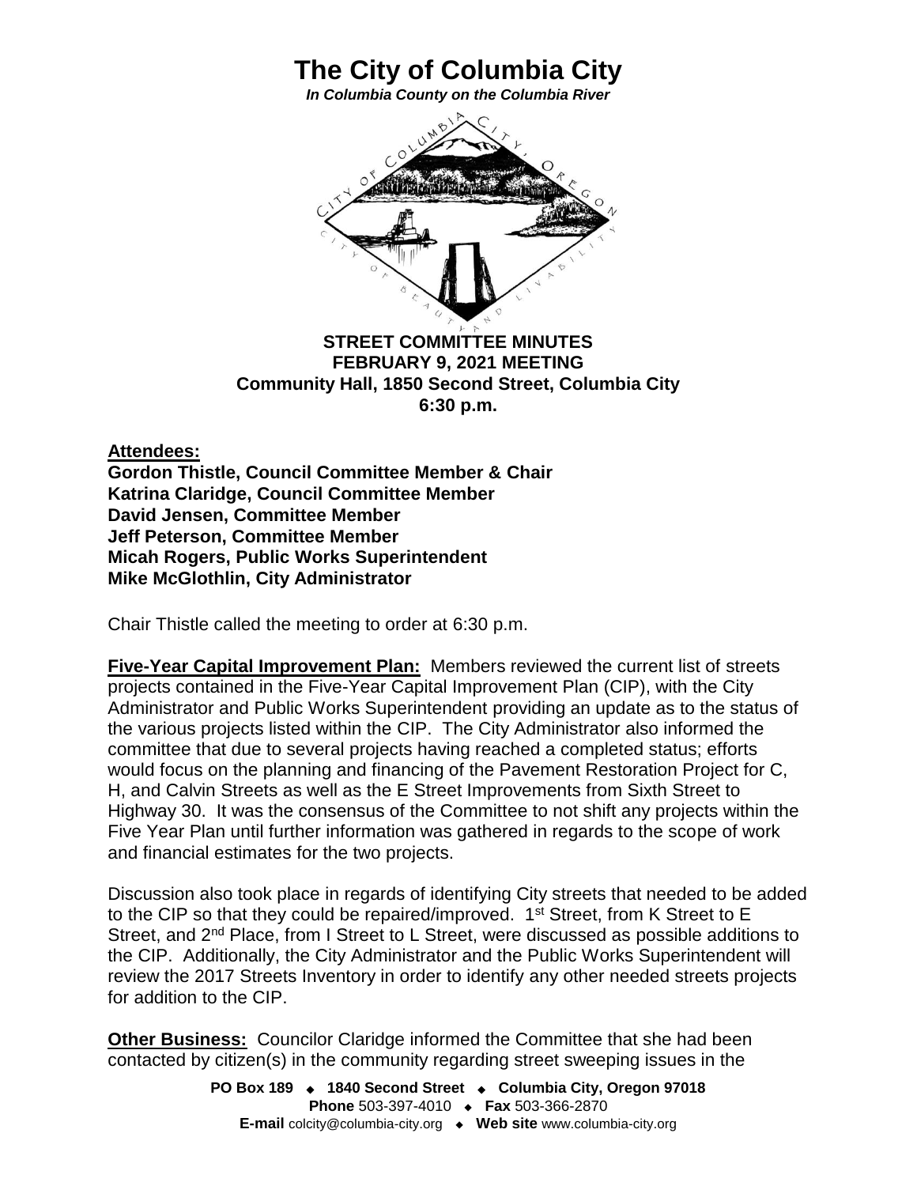# The City of Columbia City

*In Columbia County on the Columbia River*

**STREET COMMITTEE MINUTES**
**FEBRUARY 9, 2021 MEETING**
**Community Hall, 1850 Second Street, Columbia City**
**6:30 p.m.**

**Attendees:**
**Gordon Thistle, Council Committee Member & Chair**
**Katrina Claridge, Council Committee Member**
**David Jensen, Committee Member**
**Jeff Peterson, Committee Member**
**Micah Rogers, Public Works Superintendent**
**Mike McGlothlin, City Administrator**

Chair Thistle called the meeting to order at 6:30 p.m.

**Five-Year Capital Improvement Plan:** Members reviewed the current list of streets projects contained in the Five-Year Capital Improvement Plan (CIP), with the City Administrator and Public Works Superintendent providing an update as to the status of the various projects listed within the CIP. The City Administrator also informed the committee that due to several projects having reached a completed status; efforts would focus on the planning and financing of the Pavement Restoration Project for C, H, and Calvin Streets as well as the E Street Improvements from Sixth Street to Highway 30. It was the consensus of the Committee to not shift any projects within the Five Year Plan until further information was gathered in regards to the scope of work and financial estimates for the two projects.

Discussion also took place in regards of identifying City streets that needed to be added to the CIP so that they could be repaired/improved. 1st Street, from K Street to E Street, and 2nd Place, from I Street to L Street, were discussed as possible additions to the CIP. Additionally, the City Administrator and the Public Works Superintendent will review the 2017 Streets Inventory in order to identify any other needed streets projects for addition to the CIP.

**Other Business:** Councilor Claridge informed the Committee that she had been contacted by citizen(s) in the community regarding street sweeping issues in the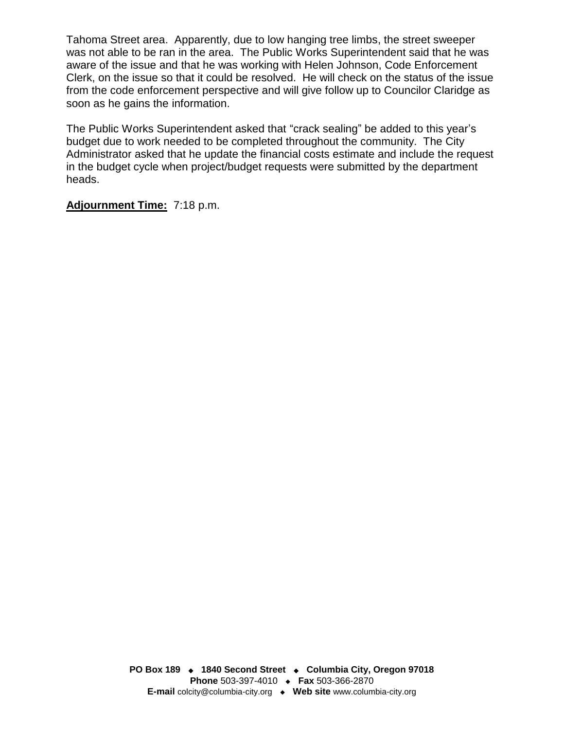Tahoma Street area. Apparently, due to low hanging tree limbs, the street sweeper was not able to be ran in the area. The Public Works Superintendent said that he was aware of the issue and that he was working with Helen Johnson, Code Enforcement Clerk, on the issue so that it could be resolved. He will check on the status of the issue from the code enforcement perspective and will give follow up to Councilor Claridge as soon as he gains the information.

The Public Works Superintendent asked that "crack sealing" be added to this year's budget due to work needed to be completed throughout the community. The City Administrator asked that he update the financial costs estimate and include the request in the budget cycle when project/budget requests were submitted by the department heads.

**Adjournment Time:** 7:18 p.m.